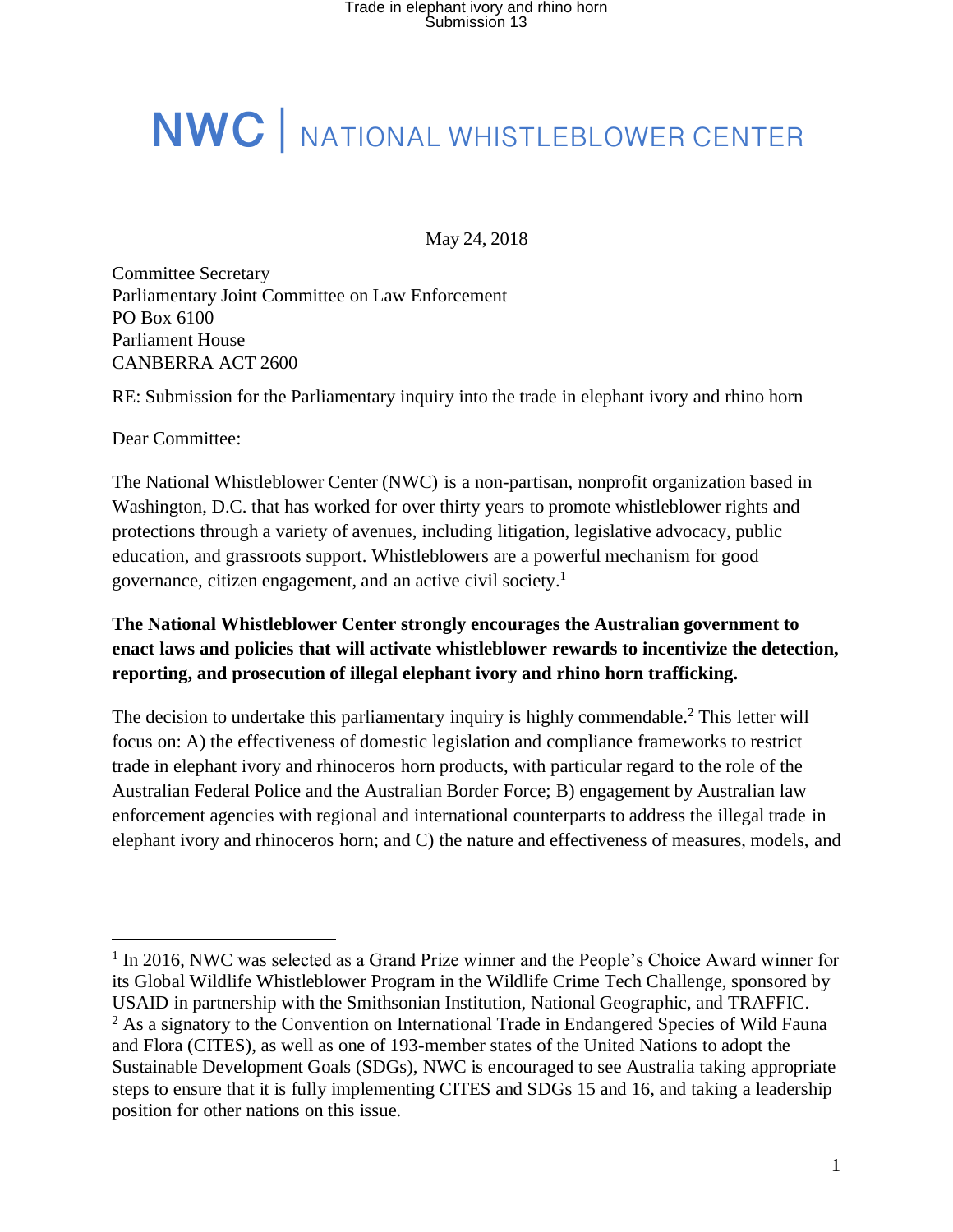# NWC | NATIONAL WHISTLEBLOWER CENTER

May 24, 2018

Committee Secretary
Parliamentary Joint Committee on Law Enforcement
PO Box 6100
Parliament House
CANBERRA ACT 2600

RE: Submission for the Parliamentary inquiry into the trade in elephant ivory and rhino horn

Dear Committee:

The National Whistleblower Center (NWC) is a non-partisan, nonprofit organization based in Washington, D.C. that has worked for over thirty years to promote whistleblower rights and protections through a variety of avenues, including litigation, legislative advocacy, public education, and grassroots support. Whistleblowers are a powerful mechanism for good governance, citizen engagement, and an active civil society.[1]

**The National Whistleblower Center strongly encourages the Australian government to enact laws and policies that will activate whistleblower rewards to incentivize the detection, reporting, and prosecution of illegal elephant ivory and rhino horn trafficking.**

The decision to undertake this parliamentary inquiry is highly commendable.[2] This letter will focus on: A) the effectiveness of domestic legislation and compliance frameworks to restrict trade in elephant ivory and rhinoceros horn products, with particular regard to the role of the Australian Federal Police and the Australian Border Force; B) engagement by Australian law enforcement agencies with regional and international counterparts to address the illegal trade in elephant ivory and rhinoceros horn; and C) the nature and effectiveness of measures, models, and

---

[1] In 2016, NWC was selected as a Grand Prize winner and the People's Choice Award winner for its Global Wildlife Whistleblower Program in the Wildlife Crime Tech Challenge, sponsored by USAID in partnership with the Smithsonian Institution, National Geographic, and TRAFFIC.

[2] As a signatory to the Convention on International Trade in Endangered Species of Wild Fauna and Flora (CITES), as well as one of 193-member states of the United Nations to adopt the Sustainable Development Goals (SDGs), NWC is encouraged to see Australia taking appropriate steps to ensure that it is fully implementing CITES and SDGs 15 and 16, and taking a leadership position for other nations on this issue.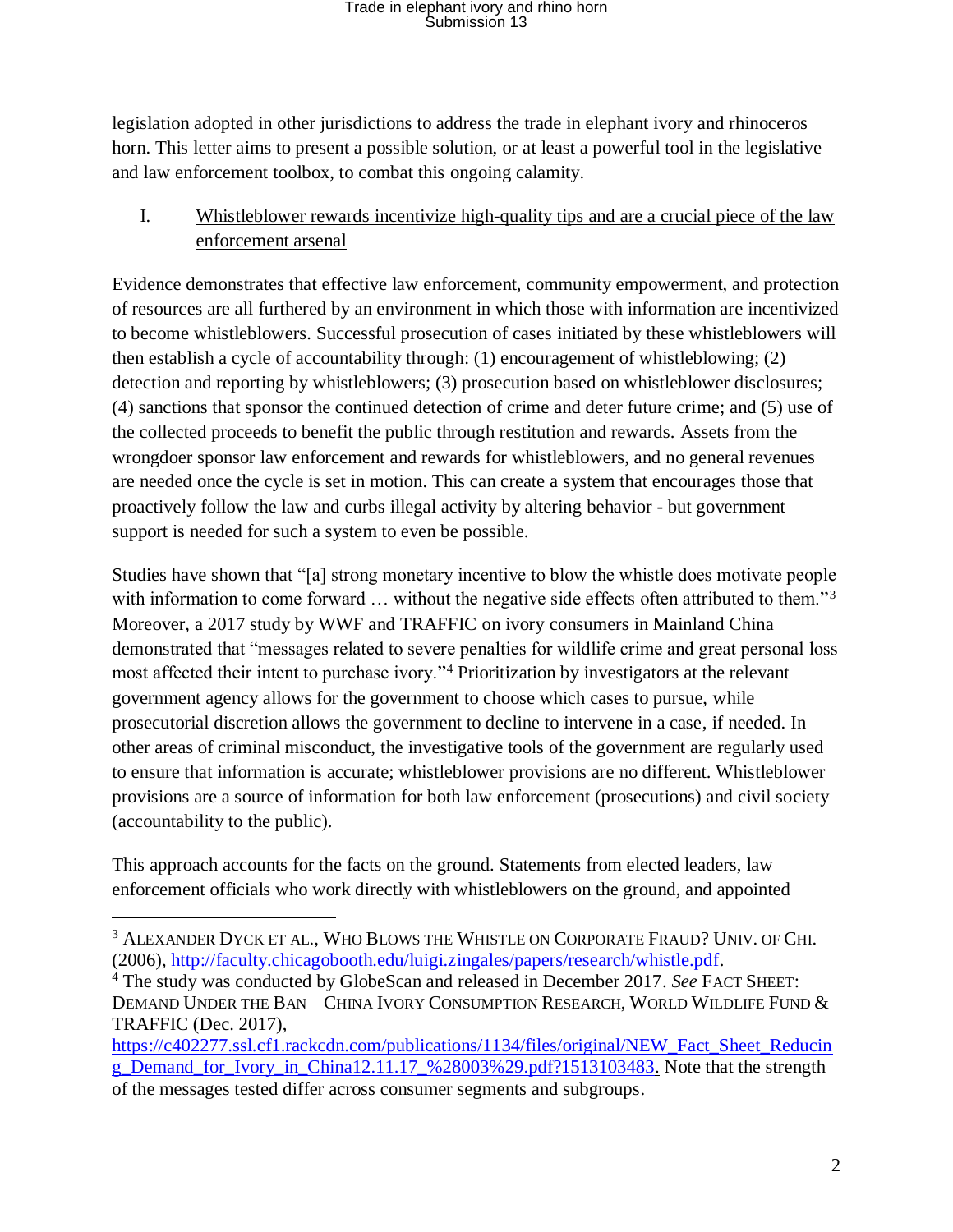legislation adopted in other jurisdictions to address the trade in elephant ivory and rhinoceros horn. This letter aims to present a possible solution, or at least a powerful tool in the legislative and law enforcement toolbox, to combat this ongoing calamity.

## I. Whistleblower rewards incentivize high-quality tips and are a crucial piece of the law enforcement arsenal

Evidence demonstrates that effective law enforcement, community empowerment, and protection of resources are all furthered by an environment in which those with information are incentivized to become whistleblowers. Successful prosecution of cases initiated by these whistleblowers will then establish a cycle of accountability through: (1) encouragement of whistleblowing; (2) detection and reporting by whistleblowers; (3) prosecution based on whistleblower disclosures; (4) sanctions that sponsor the continued detection of crime and deter future crime; and (5) use of the collected proceeds to benefit the public through restitution and rewards. Assets from the wrongdoer sponsor law enforcement and rewards for whistleblowers, and no general revenues are needed once the cycle is set in motion. This can create a system that encourages those that proactively follow the law and curbs illegal activity by altering behavior - but government support is needed for such a system to even be possible.

Studies have shown that "[a] strong monetary incentive to blow the whistle does motivate people with information to come forward … without the negative side effects often attributed to them."[3] Moreover, a 2017 study by WWF and TRAFFIC on ivory consumers in Mainland China demonstrated that "messages related to severe penalties for wildlife crime and great personal loss most affected their intent to purchase ivory."[4] Prioritization by investigators at the relevant government agency allows for the government to choose which cases to pursue, while prosecutorial discretion allows the government to decline to intervene in a case, if needed. In other areas of criminal misconduct, the investigative tools of the government are regularly used to ensure that information is accurate; whistleblower provisions are no different. Whistleblower provisions are a source of information for both law enforcement (prosecutions) and civil society (accountability to the public).

This approach accounts for the facts on the ground. Statements from elected leaders, law enforcement officials who work directly with whistleblowers on the ground, and appointed

---

[3] ALEXANDER DYCK ET AL., WHO BLOWS THE WHISTLE ON CORPORATE FRAUD? UNIV. OF CHI. (2006), http://faculty.chicagobooth.edu/luigi.zingales/papers/research/whistle.pdf.

[4] The study was conducted by GlobeScan and released in December 2017. *See* FACT SHEET: DEMAND UNDER THE BAN – CHINA IVORY CONSUMPTION RESEARCH, WORLD WILDLIFE FUND & TRAFFIC (Dec. 2017), https://c402277.ssl.cf1.rackcdn.com/publications/1134/files/original/NEW_Fact_Sheet_Reducing_Demand_for_Ivory_in_China12.11.17_%28003%29.pdf?1513103483. Note that the strength of the messages tested differ across consumer segments and subgroups.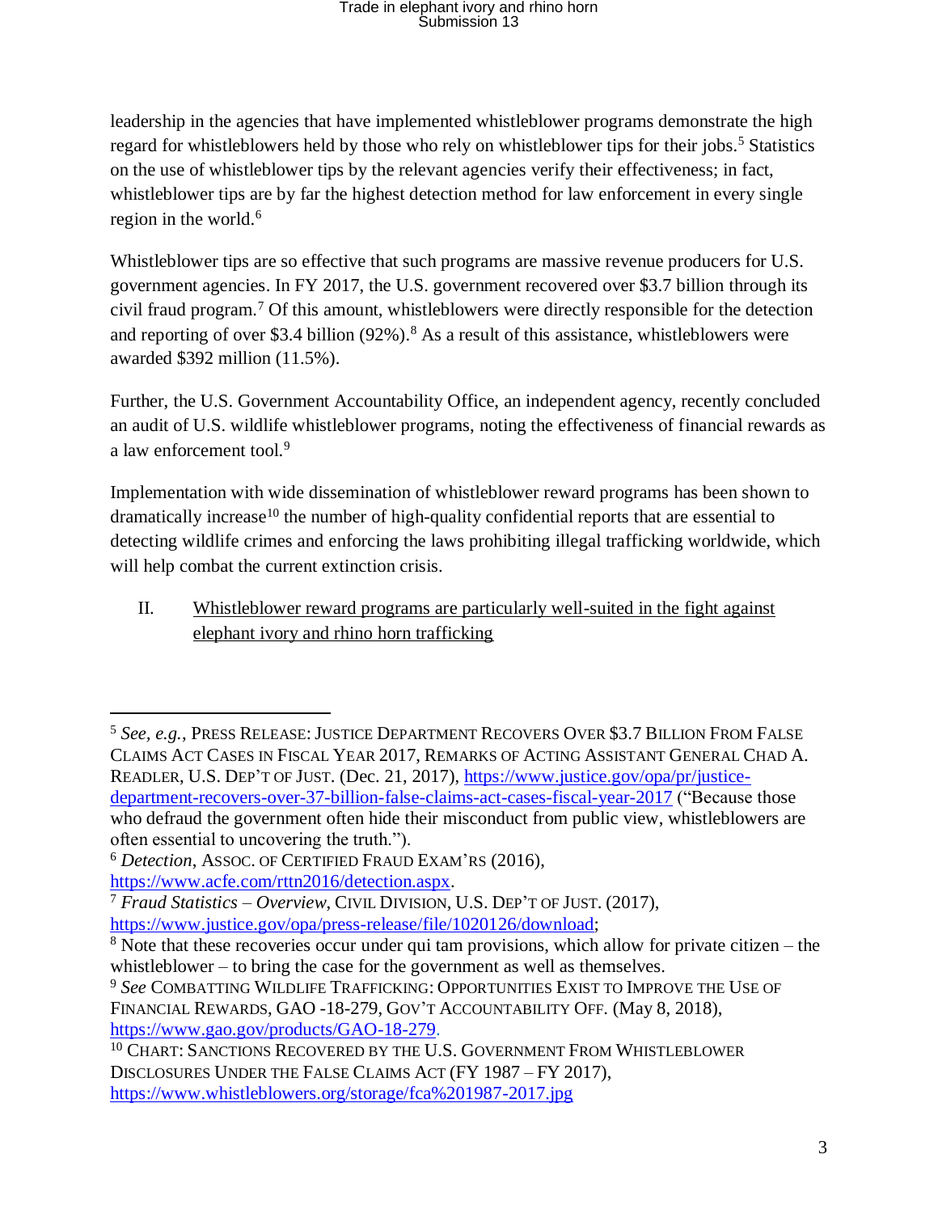leadership in the agencies that have implemented whistleblower programs demonstrate the high regard for whistleblowers held by those who rely on whistleblower tips for their jobs.[5] Statistics on the use of whistleblower tips by the relevant agencies verify their effectiveness; in fact, whistleblower tips are by far the highest detection method for law enforcement in every single region in the world.[6]

Whistleblower tips are so effective that such programs are massive revenue producers for U.S. government agencies. In FY 2017, the U.S. government recovered over $3.7 billion through its civil fraud program.[7] Of this amount, whistleblowers were directly responsible for the detection and reporting of over $3.4 billion (92%).[8] As a result of this assistance, whistleblowers were awarded $392 million (11.5%).

Further, the U.S. Government Accountability Office, an independent agency, recently concluded an audit of U.S. wildlife whistleblower programs, noting the effectiveness of financial rewards as a law enforcement tool.[9]

Implementation with wide dissemination of whistleblower reward programs has been shown to dramatically increase[10] the number of high-quality confidential reports that are essential to detecting wildlife crimes and enforcing the laws prohibiting illegal trafficking worldwide, which will help combat the current extinction crisis.

## II. Whistleblower reward programs are particularly well-suited in the fight against elephant ivory and rhino horn trafficking

---

[5] *See, e.g.*, PRESS RELEASE: JUSTICE DEPARTMENT RECOVERS OVER $3.7 BILLION FROM FALSE CLAIMS ACT CASES IN FISCAL YEAR 2017, REMARKS OF ACTING ASSISTANT GENERAL CHAD A. READLER, U.S. DEP'T OF JUST. (Dec. 21, 2017), https://www.justice.gov/opa/pr/justice-department-recovers-over-37-billion-false-claims-act-cases-fiscal-year-2017 ("Because those who defraud the government often hide their misconduct from public view, whistleblowers are often essential to uncovering the truth.").

[6] *Detection*, ASSOC. OF CERTIFIED FRAUD EXAM'RS (2016), https://www.acfe.com/rttn2016/detection.aspx.

[7] *Fraud Statistics – Overview*, CIVIL DIVISION, U.S. DEP'T OF JUST. (2017), https://www.justice.gov/opa/press-release/file/1020126/download;

[8] Note that these recoveries occur under qui tam provisions, which allow for private citizen – the whistleblower – to bring the case for the government as well as themselves.

[9] *See* COMBATTING WILDLIFE TRAFFICKING: OPPORTUNITIES EXIST TO IMPROVE THE USE OF FINANCIAL REWARDS, GAO -18-279, GOV'T ACCOUNTABILITY OFF. (May 8, 2018), https://www.gao.gov/products/GAO-18-279.

[10] CHART: SANCTIONS RECOVERED BY THE U.S. GOVERNMENT FROM WHISTLEBLOWER DISCLOSURES UNDER THE FALSE CLAIMS ACT (FY 1987 – FY 2017), https://www.whistleblowers.org/storage/fca%201987-2017.jpg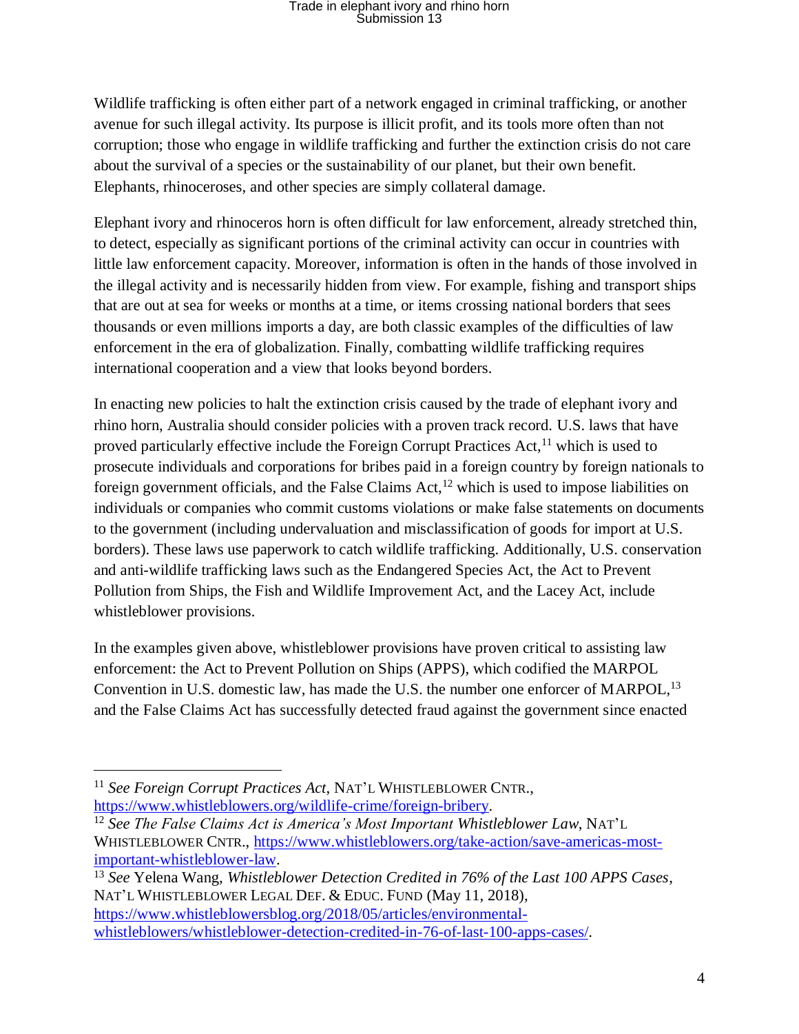Wildlife trafficking is often either part of a network engaged in criminal trafficking, or another avenue for such illegal activity. Its purpose is illicit profit, and its tools more often than not corruption; those who engage in wildlife trafficking and further the extinction crisis do not care about the survival of a species or the sustainability of our planet, but their own benefit. Elephants, rhinoceroses, and other species are simply collateral damage.

Elephant ivory and rhinoceros horn is often difficult for law enforcement, already stretched thin, to detect, especially as significant portions of the criminal activity can occur in countries with little law enforcement capacity. Moreover, information is often in the hands of those involved in the illegal activity and is necessarily hidden from view. For example, fishing and transport ships that are out at sea for weeks or months at a time, or items crossing national borders that sees thousands or even millions imports a day, are both classic examples of the difficulties of law enforcement in the era of globalization. Finally, combatting wildlife trafficking requires international cooperation and a view that looks beyond borders.

In enacting new policies to halt the extinction crisis caused by the trade of elephant ivory and rhino horn, Australia should consider policies with a proven track record. U.S. laws that have proved particularly effective include the Foreign Corrupt Practices Act,[11] which is used to prosecute individuals and corporations for bribes paid in a foreign country by foreign nationals to foreign government officials, and the False Claims Act,[12] which is used to impose liabilities on individuals or companies who commit customs violations or make false statements on documents to the government (including undervaluation and misclassification of goods for import at U.S. borders). These laws use paperwork to catch wildlife trafficking. Additionally, U.S. conservation and anti-wildlife trafficking laws such as the Endangered Species Act, the Act to Prevent Pollution from Ships, the Fish and Wildlife Improvement Act, and the Lacey Act, include whistleblower provisions.

In the examples given above, whistleblower provisions have proven critical to assisting law enforcement: the Act to Prevent Pollution on Ships (APPS), which codified the MARPOL Convention in U.S. domestic law, has made the U.S. the number one enforcer of MARPOL,[13] and the False Claims Act has successfully detected fraud against the government since enacted

---

[11] *See Foreign Corrupt Practices Act*, NAT'L WHISTLEBLOWER CNTR., https://www.whistleblowers.org/wildlife-crime/foreign-bribery.

[12] *See The False Claims Act is America's Most Important Whistleblower Law*, NAT'L WHISTLEBLOWER CNTR., https://www.whistleblowers.org/take-action/save-americas-most-important-whistleblower-law.

[13] *See* Yelena Wang, *Whistleblower Detection Credited in 76% of the Last 100 APPS Cases*, NAT'L WHISTLEBLOWER LEGAL DEF. & EDUC. FUND (May 11, 2018), https://www.whistleblowersblog.org/2018/05/articles/environmental-whistleblowers/whistleblower-detection-credited-in-76-of-last-100-apps-cases/.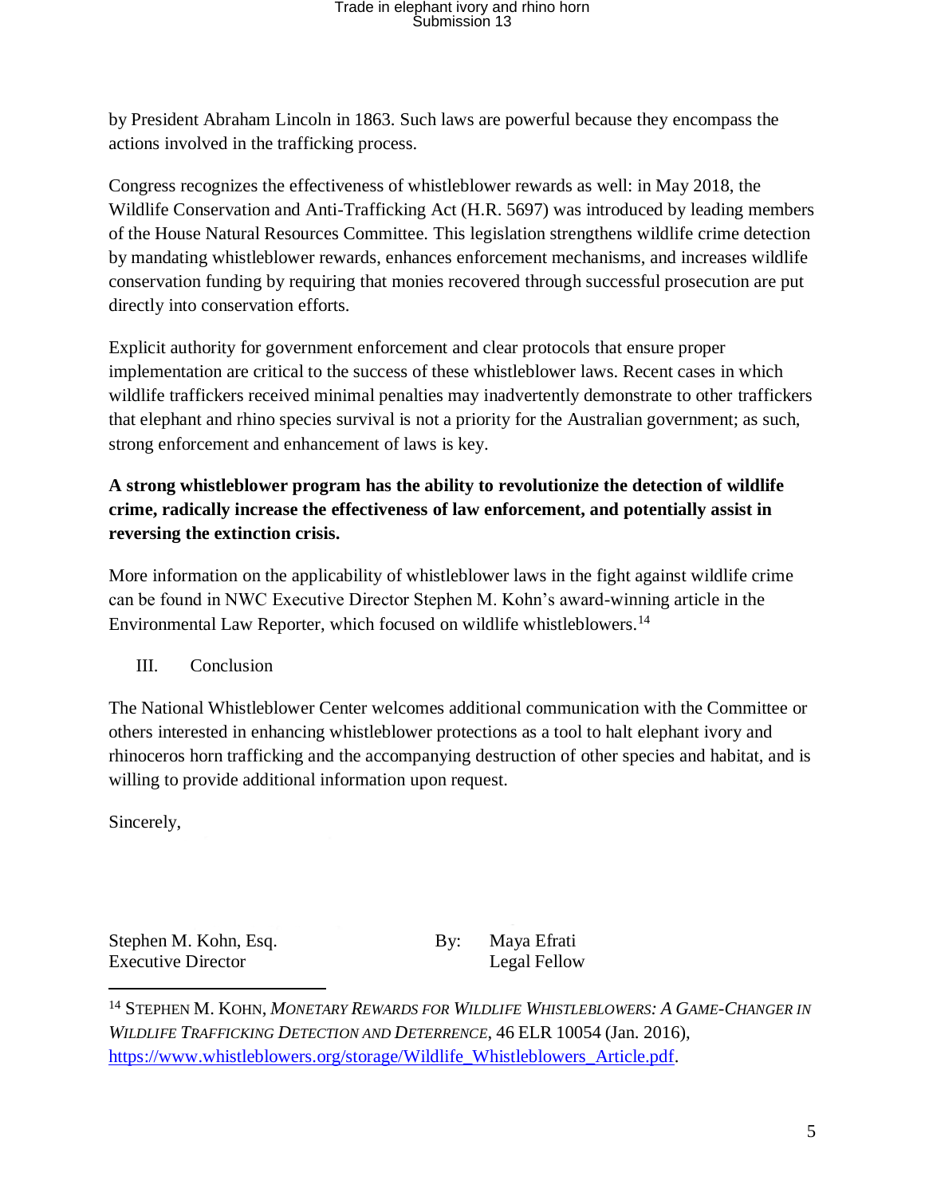by President Abraham Lincoln in 1863. Such laws are powerful because they encompass the actions involved in the trafficking process.

Congress recognizes the effectiveness of whistleblower rewards as well: in May 2018, the Wildlife Conservation and Anti-Trafficking Act (H.R. 5697) was introduced by leading members of the House Natural Resources Committee. This legislation strengthens wildlife crime detection by mandating whistleblower rewards, enhances enforcement mechanisms, and increases wildlife conservation funding by requiring that monies recovered through successful prosecution are put directly into conservation efforts.

Explicit authority for government enforcement and clear protocols that ensure proper implementation are critical to the success of these whistleblower laws. Recent cases in which wildlife traffickers received minimal penalties may inadvertently demonstrate to other traffickers that elephant and rhino species survival is not a priority for the Australian government; as such, strong enforcement and enhancement of laws is key.

**A strong whistleblower program has the ability to revolutionize the detection of wildlife crime, radically increase the effectiveness of law enforcement, and potentially assist in reversing the extinction crisis.**

More information on the applicability of whistleblower laws in the fight against wildlife crime can be found in NWC Executive Director Stephen M. Kohn's award-winning article in the Environmental Law Reporter, which focused on wildlife whistleblowers.[14]

## III. Conclusion

The National Whistleblower Center welcomes additional communication with the Committee or others interested in enhancing whistleblower protections as a tool to halt elephant ivory and rhinoceros horn trafficking and the accompanying destruction of other species and habitat, and is willing to provide additional information upon request.

Sincerely,

Stephen M. Kohn, Esq.
Executive Director

By: Maya Efrati
Legal Fellow

---

[14] STEPHEN M. KOHN, *MONETARY REWARDS FOR WILDLIFE WHISTLEBLOWERS: A GAME-CHANGER IN WILDLIFE TRAFFICKING DETECTION AND DETERRENCE*, 46 ELR 10054 (Jan. 2016), https://www.whistleblowers.org/storage/Wildlife_Whistleblowers_Article.pdf.